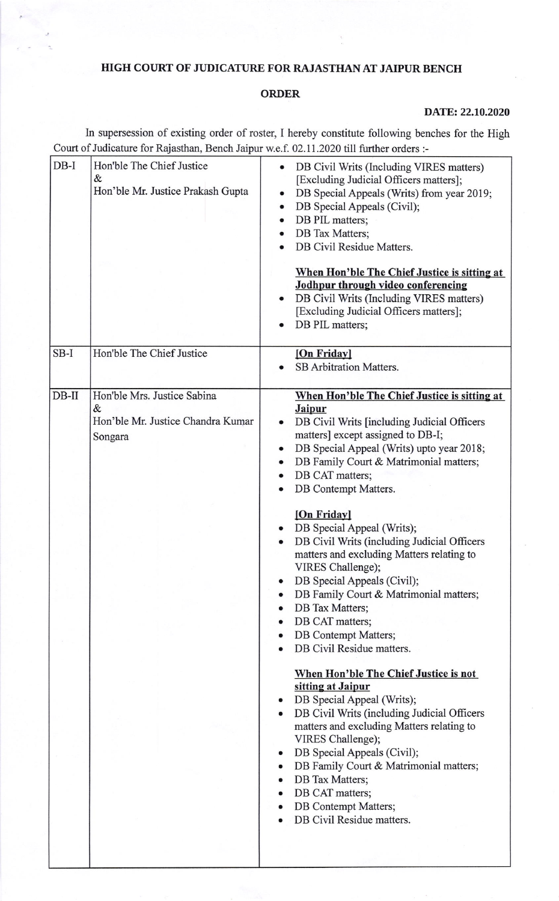# HIGH COURT OF JUDICATURE FOR RAJASTHAN AT JAIPUR BENCH

## ORDER

**DATE: 22.10.2020**

In supersession of existing order of roster, I hereby constitute following benches for the High Court of Judicature for Rajasthan, Bench Jaipur w.e.f. 02.11.2020 till further orders :-

| | | |
|---|---|---|
| DB-I | Hon'ble The Chief Justice<br>&<br>Hon'ble Mr. Justice Prakash Gupta | • DB Civil Writs (Including VIRES matters) [Excluding Judicial Officers matters];<br>• DB Special Appeals (Writs) from year 2019;<br>• DB Special Appeals (Civil);<br>• DB PIL matters;<br>• DB Tax Matters;<br>• DB Civil Residue Matters.<br><br>**<u>When Hon'ble The Chief Justice is sitting at Jodhpur through video conferencing</u>**<br>• DB Civil Writs (Including VIRES matters) [Excluding Judicial Officers matters];<br>• DB PIL matters; |
| SB-I | Hon'ble The Chief Justice | **<u>[On Friday]</u>**<br>• SB Arbitration Matters. |
| DB-II | Hon'ble Mrs. Justice Sabina<br>&<br>Hon'ble Mr. Justice Chandra Kumar Songara | **<u>When Hon'ble The Chief Justice is sitting at Jaipur</u>**<br>• DB Civil Writs [including Judicial Officers matters] except assigned to DB-I;<br>• DB Special Appeal (Writs) upto year 2018;<br>• DB Family Court & Matrimonial matters;<br>• DB CAT matters;<br>• DB Contempt Matters.<br><br>**<u>[On Friday]</u>**<br>• DB Special Appeal (Writs);<br>• DB Civil Writs (including Judicial Officers matters and excluding Matters relating to VIRES Challenge);<br>• DB Special Appeals (Civil);<br>• DB Family Court & Matrimonial matters;<br>• DB Tax Matters;<br>• DB CAT matters;<br>• DB Contempt Matters;<br>• DB Civil Residue matters.<br><br>**<u>When Hon'ble The Chief Justice is not sitting at Jaipur</u>**<br>• DB Special Appeal (Writs);<br>• DB Civil Writs (including Judicial Officers matters and excluding Matters relating to VIRES Challenge);<br>• DB Special Appeals (Civil);<br>• DB Family Court & Matrimonial matters;<br>• DB Tax Matters;<br>• DB CAT matters;<br>• DB Contempt Matters;<br>• DB Civil Residue matters. |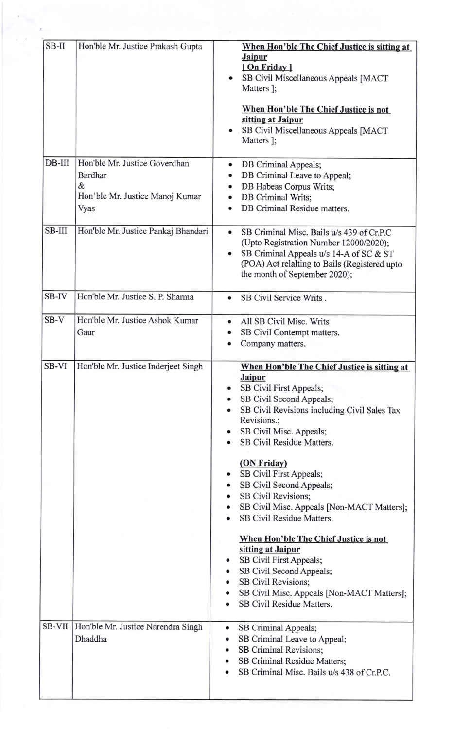| SB-II | Hon'ble Mr. Justice Prakash Gupta | **When Hon'ble The Chief Justice is sitting at Jaipur** **[ On Friday ]** <br>• SB Civil Miscellaneous Appeals [MACT Matters ]; <br><br>**When Hon'ble The Chief Justice is not sitting at Jaipur** <br>• SB Civil Miscellaneous Appeals [MACT Matters ]; |
|---|---|---|
| DB-III | Hon'ble Mr. Justice Goverdhan Bardhar & Hon'ble Mr. Justice Manoj Kumar Vyas | • DB Criminal Appeals; <br>• DB Criminal Leave to Appeal; <br>• DB Habeas Corpus Writs; <br>• DB Criminal Writs; <br>• DB Criminal Residue matters. |
| SB-III | Hon'ble Mr. Justice Pankaj Bhandari | • SB Criminal Misc. Bails u/s 439 of Cr.P.C (Upto Registration Number 12000/2020); <br>• SB Criminal Appeals u/s 14-A of SC & ST (POA) Act relalting to Bails (Registered upto the month of September 2020); |
| SB-IV | Hon'ble Mr. Justice S. P. Sharma | • SB Civil Service Writs . |
| SB-V | Hon'ble Mr. Justice Ashok Kumar Gaur | • All SB Civil Misc. Writs <br>• SB Civil Contempt matters. <br>• Company matters. |
| SB-VI | Hon'ble Mr. Justice Inderjeet Singh | **When Hon'ble The Chief Justice is sitting at Jaipur** <br>• SB Civil First Appeals; <br>• SB Civil Second Appeals; <br>• SB Civil Revisions including Civil Sales Tax Revisions.; <br>• SB Civil Misc. Appeals; <br>• SB Civil Residue Matters. <br><br>**(ON Friday)** <br>• SB Civil First Appeals; <br>• SB Civil Second Appeals; <br>• SB Civil Revisions; <br>• SB Civil Misc. Appeals [Non-MACT Matters]; <br>• SB Civil Residue Matters. <br><br>**When Hon'ble The Chief Justice is not sitting at Jaipur** <br>• SB Civil First Appeals; <br>• SB Civil Second Appeals; <br>• SB Civil Revisions; <br>• SB Civil Misc. Appeals [Non-MACT Matters]; <br>• SB Civil Residue Matters. |
| SB-VII | Hon'ble Mr. Justice Narendra Singh Dhaddha | • SB Criminal Appeals; <br>• SB Criminal Leave to Appeal; <br>• SB Criminal Revisions; <br>• SB Criminal Residue Matters; <br>• SB Criminal Misc. Bails u/s 438 of Cr.P.C. |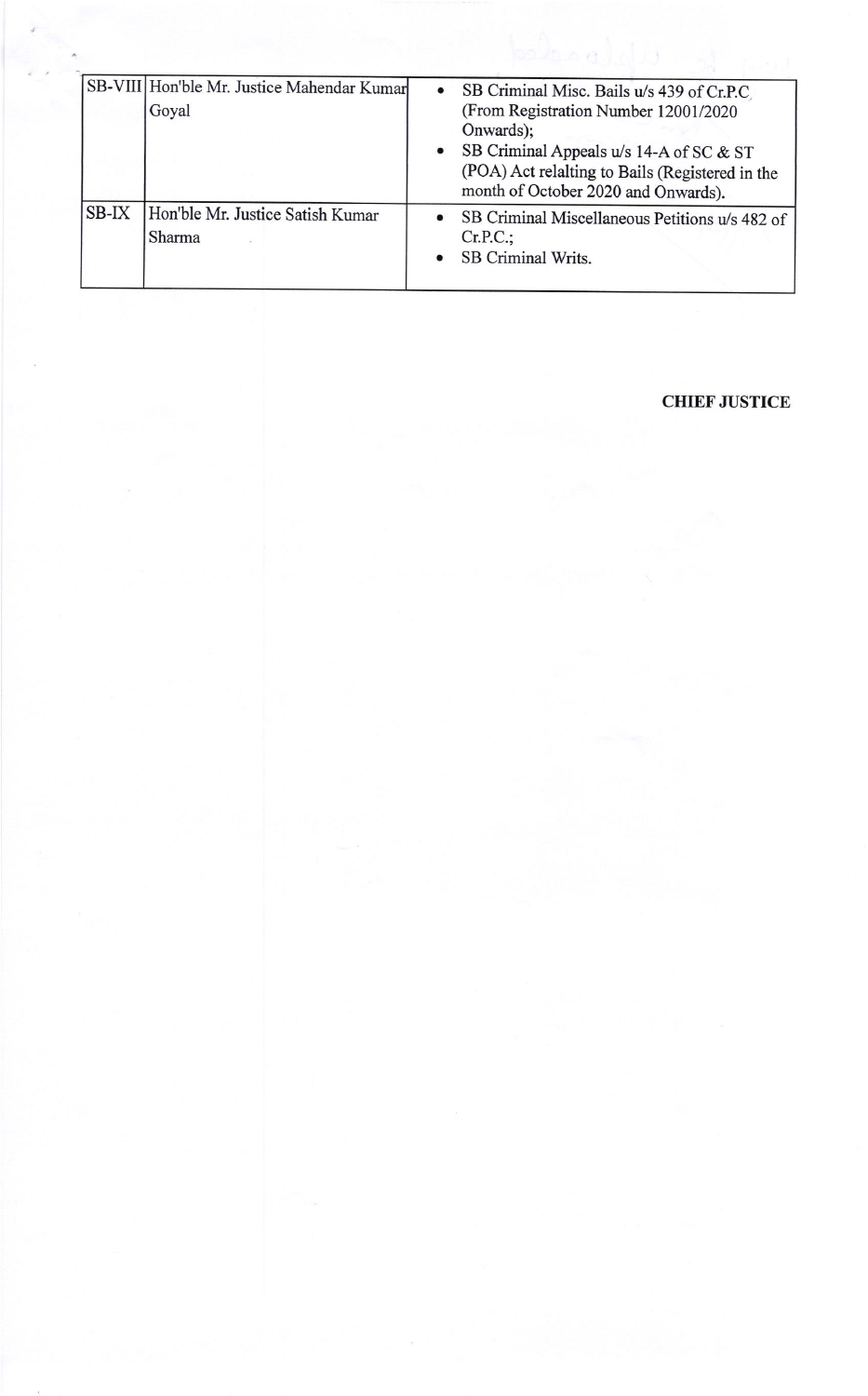| | | |
|---|---|---|
| SB-VIII | Hon'ble Mr. Justice Mahendar Kumar Goyal | • SB Criminal Misc. Bails u/s 439 of Cr.P.C. (From Registration Number 12001/2020 Onwards);<br>• SB Criminal Appeals u/s 14-A of SC & ST (POA) Act relalting to Bails (Registered in the month of October 2020 and Onwards). |
| SB-IX | Hon'ble Mr. Justice Satish Kumar Sharma | • SB Criminal Miscellaneous Petitions u/s 482 of Cr.P.C.;<br>• SB Criminal Writs. |

**CHIEF JUSTICE**